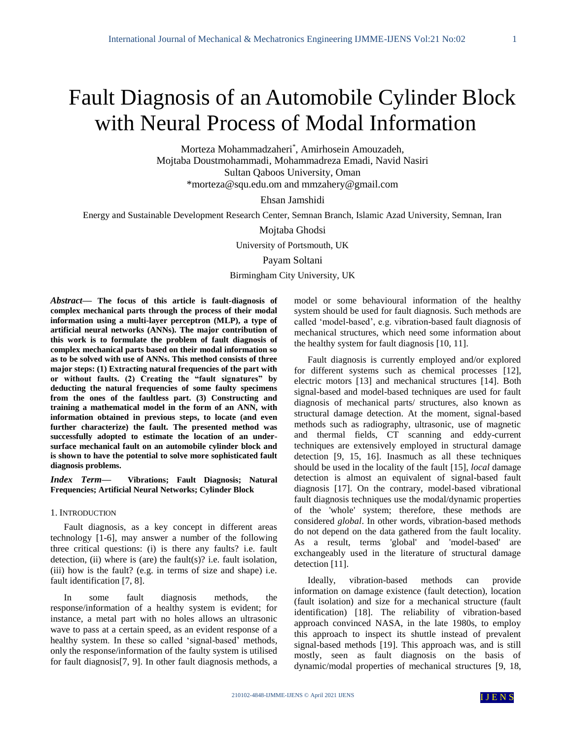# Fault Diagnosis of an Automobile Cylinder Block with Neural Process of Modal Information

Morteza Mohammadzaheri*, Amirhosein Amouzadeh, Mojtaba Doustmohammadi, Mohammadreza Emadi, Navid Nasiri
Sultan Qaboos University, Oman
*morteza@squ.edu.om and mmzahery@gmail.com

Ehsan Jamshidi

Energy and Sustainable Development Research Center, Semnan Branch, Islamic Azad University, Semnan, Iran

Mojtaba Ghodsi

University of Portsmouth, UK

Payam Soltani

Birmingham City University, UK

***Abstract*— The focus of this article is fault-diagnosis of complex mechanical parts through the process of their modal information using a multi-layer perceptron (MLP), a type of artificial neural networks (ANNs). The major contribution of this work is to formulate the problem of fault diagnosis of complex mechanical parts based on their modal information so as to be solved with use of ANNs. This method consists of three major steps: (1) Extracting natural frequencies of the part with or without faults. (2) Creating the "fault signatures" by deducting the natural frequencies of some faulty specimens from the ones of the faultless part. (3) Constructing and training a mathematical model in the form of an ANN, with information obtained in previous steps, to locate (and even further characterize) the fault. The presented method was successfully adopted to estimate the location of an under-surface mechanical fault on an automobile cylinder block and is shown to have the potential to solve more sophisticated fault diagnosis problems.**

***Index Term*— Vibrations; Fault Diagnosis; Natural Frequencies; Artificial Neural Networks; Cylinder Block**

## 1. INTRODUCTION

Fault diagnosis, as a key concept in different areas technology [1-6], may answer a number of the following three critical questions: (i) is there any faults? i.e. fault detection, (ii) where is (are) the fault(s)? i.e. fault isolation, (iii) how is the fault? (e.g. in terms of size and shape) i.e. fault identification [7, 8].

In some fault diagnosis methods, the response/information of a healthy system is evident; for instance, a metal part with no holes allows an ultrasonic wave to pass at a certain speed, as an evident response of a healthy system. In these so called 'signal-based' methods, only the response/information of the faulty system is utilised for fault diagnosis[7, 9]. In other fault diagnosis methods, a model or some behavioural information of the healthy system should be used for fault diagnosis. Such methods are called 'model-based', e.g. vibration-based fault diagnosis of mechanical structures, which need some information about the healthy system for fault diagnosis [10, 11].

Fault diagnosis is currently employed and/or explored for different systems such as chemical processes [12], electric motors [13] and mechanical structures [14]. Both signal-based and model-based techniques are used for fault diagnosis of mechanical parts/ structures, also known as structural damage detection. At the moment, signal-based methods such as radiography, ultrasonic, use of magnetic and thermal fields, CT scanning and eddy-current techniques are extensively employed in structural damage detection [9, 15, 16]. Inasmuch as all these techniques should be used in the locality of the fault [15], *local* damage detection is almost an equivalent of signal-based fault diagnosis [17]. On the contrary, model-based vibrational fault diagnosis techniques use the modal/dynamic properties of the 'whole' system; therefore, these methods are considered *global*. In other words, vibration-based methods do not depend on the data gathered from the fault locality. As a result, terms 'global' and 'model-based' are exchangeably used in the literature of structural damage detection [11].

Ideally, vibration-based methods can provide information on damage existence (fault detection), location (fault isolation) and size for a mechanical structure (fault identification) [18]. The reliability of vibration-based approach convinced NASA, in the late 1980s, to employ this approach to inspect its shuttle instead of prevalent signal-based methods [19]. This approach was, and is still mostly, seen as fault diagnosis on the basis of dynamic/modal properties of mechanical structures [9, 18,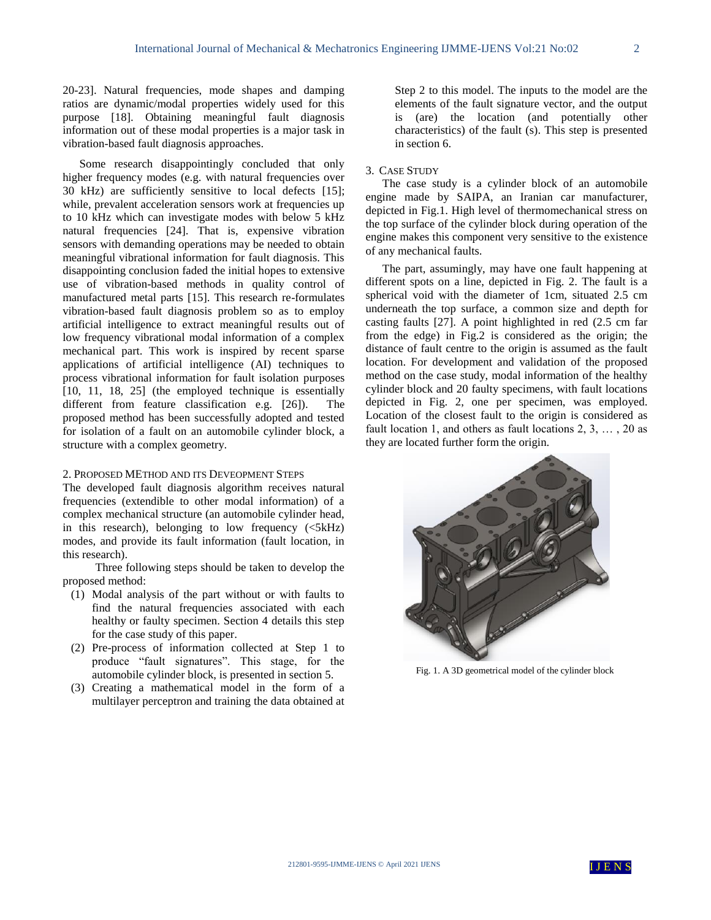20-23]. Natural frequencies, mode shapes and damping ratios are dynamic/modal properties widely used for this purpose [18]. Obtaining meaningful fault diagnosis information out of these modal properties is a major task in vibration-based fault diagnosis approaches.

Some research disappointingly concluded that only higher frequency modes (e.g. with natural frequencies over 30 kHz) are sufficiently sensitive to local defects [15]; while, prevalent acceleration sensors work at frequencies up to 10 kHz which can investigate modes with below 5 kHz natural frequencies [24]. That is, expensive vibration sensors with demanding operations may be needed to obtain meaningful vibrational information for fault diagnosis. This disappointing conclusion faded the initial hopes to extensive use of vibration-based methods in quality control of manufactured metal parts [15]. This research re-formulates vibration-based fault diagnosis problem so as to employ artificial intelligence to extract meaningful results out of low frequency vibrational modal information of a complex mechanical part. This work is inspired by recent sparse applications of artificial intelligence (AI) techniques to process vibrational information for fault isolation purposes [10, 11, 18, 25] (the employed technique is essentially different from feature classification e.g. [26]). The proposed method has been successfully adopted and tested for isolation of a fault on an automobile cylinder block, a structure with a complex geometry.

## 2. Proposed Method and its Deveopment Steps

The developed fault diagnosis algorithm receives natural frequencies (extendible to other modal information) of a complex mechanical structure (an automobile cylinder head, in this research), belonging to low frequency (<5kHz) modes, and provide its fault information (fault location, in this research).

Three following steps should be taken to develop the proposed method:

1. Modal analysis of the part without or with faults to find the natural frequencies associated with each healthy or faulty specimen. Section 4 details this step for the case study of this paper.
2. Pre-process of information collected at Step 1 to produce "fault signatures". This stage, for the automobile cylinder block, is presented in section 5.
3. Creating a mathematical model in the form of a multilayer perceptron and training the data obtained at Step 2 to this model. The inputs to the model are the elements of the fault signature vector, and the output is (are) the location (and potentially other characteristics) of the fault (s). This step is presented in section 6.

## 3. Case Study

The case study is a cylinder block of an automobile engine made by SAIPA, an Iranian car manufacturer, depicted in Fig.1. High level of thermomechanical stress on the top surface of the cylinder block during operation of the engine makes this component very sensitive to the existence of any mechanical faults.

The part, assumingly, may have one fault happening at different spots on a line, depicted in Fig. 2. The fault is a spherical void with the diameter of 1cm, situated 2.5 cm underneath the top surface, a common size and depth for casting faults [27]. A point highlighted in red (2.5 cm far from the edge) in Fig.2 is considered as the origin; the distance of fault centre to the origin is assumed as the fault location. For development and validation of the proposed method on the case study, modal information of the healthy cylinder block and 20 faulty specimens, with fault locations depicted in Fig. 2, one per specimen, was employed. Location of the closest fault to the origin is considered as fault location 1, and others as fault locations 2, 3, … , 20 as they are located further form the origin.

Fig. 1. A 3D geometrical model of the cylinder block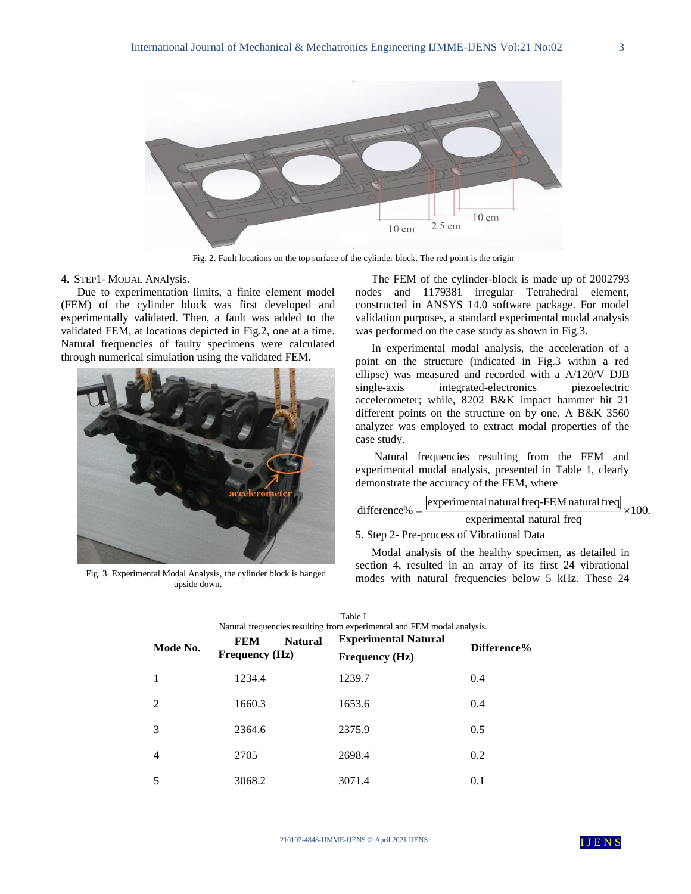Fig. 2. Fault locations on the top surface of the cylinder block. The red point is the origin

## 4. STEP1- MODAL ANALysis.

Due to experimentation limits, a finite element model (FEM) of the cylinder block was first developed and experimentally validated. Then, a fault was added to the validated FEM, at locations depicted in Fig.2, one at a time. Natural frequencies of faulty specimens were calculated through numerical simulation using the validated FEM.

Fig. 3. Experimental Modal Analysis, the cylinder block is hanged upside down.

The FEM of the cylinder-block is made up of 2002793 nodes and 1179381 irregular Tetrahedral element, constructed in ANSYS 14.0 software package. For model validation purposes, a standard experimental modal analysis was performed on the case study as shown in Fig.3.

In experimental modal analysis, the acceleration of a point on the structure (indicated in Fig.3 within a red ellipse) was measured and recorded with a A/120/V DJB single-axis integrated-electronics piezoelectric accelerometer; while, 8202 B&K impact hammer hit 21 different points on the structure on by one. A B&K 3560 analyzer was employed to extract modal properties of the case study.

Natural frequencies resulting from the FEM and experimental modal analysis, presented in Table 1, clearly demonstrate the accuracy of the FEM, where

$$\text{difference\%} = \frac{|\text{experimental natural freq-FEM natural freq}|}{\text{experimental natural freq}} \times 100.$$

## 5. Step 2- Pre-process of Vibrational Data

Modal analysis of the healthy specimen, as detailed in section 4, resulted in an array of its first 24 vibrational modes with natural frequencies below 5 kHz. These 24

Table I
Natural frequencies resulting from experimental and FEM modal analysis.

| Mode No. | FEM Natural Frequency (Hz) | Experimental Natural Frequency (Hz) | Difference% |
|---|---|---|---|
| 1 | 1234.4 | 1239.7 | 0.4 |
| 2 | 1660.3 | 1653.6 | 0.4 |
| 3 | 2364.6 | 2375.9 | 0.5 |
| 4 | 2705 | 2698.4 | 0.2 |
| 5 | 3068.2 | 3071.4 | 0.1 |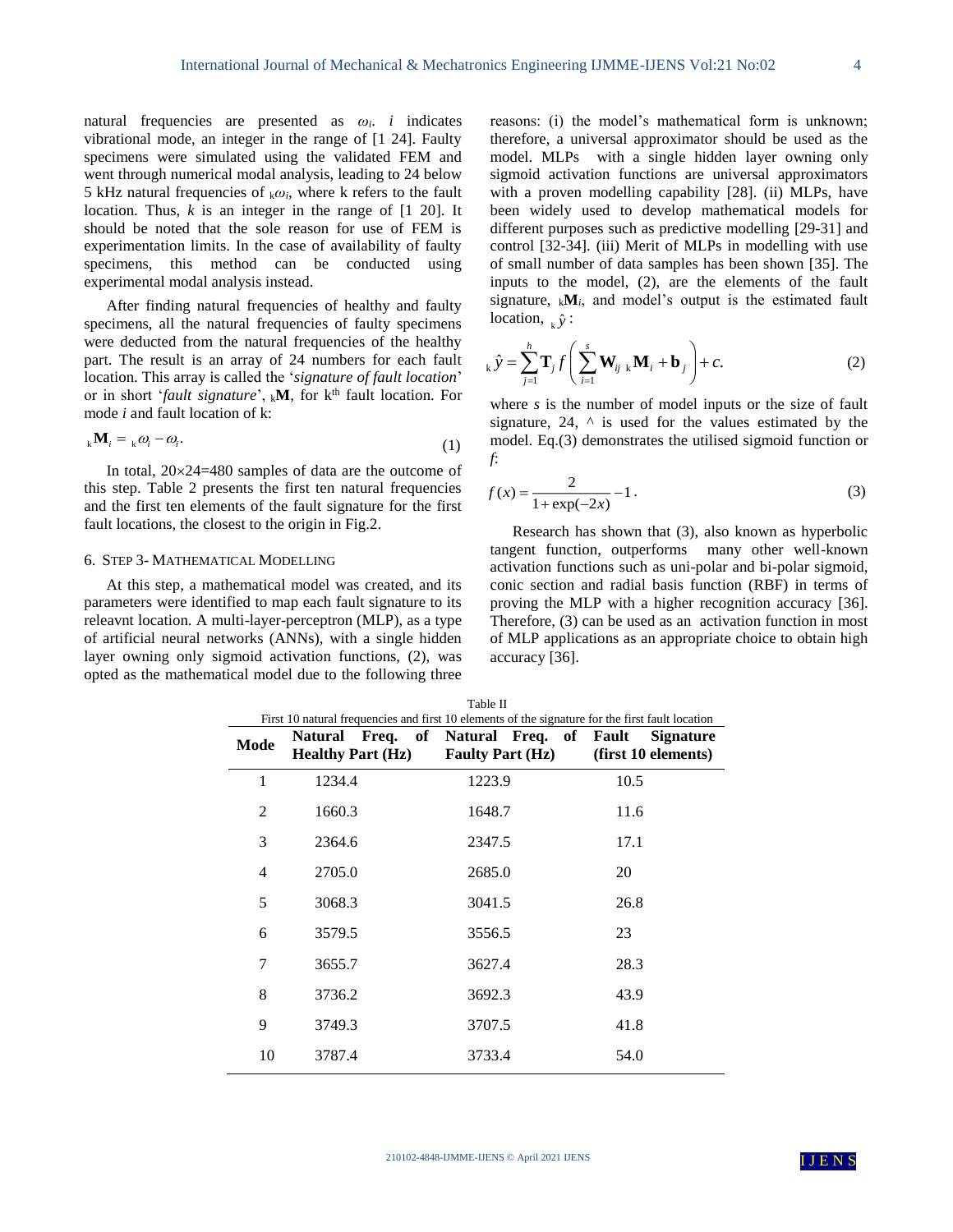natural frequencies are presented as $\omega_i$. $i$ indicates vibrational mode, an integer in the range of [1 24]. Faulty specimens were simulated using the validated FEM and went through numerical modal analysis, leading to 24 below 5 kHz natural frequencies of ${}_k\omega_i$, where k refers to the fault location. Thus, $k$ is an integer in the range of [1 20]. It should be noted that the sole reason for use of FEM is experimentation limits. In the case of availability of faulty specimens, this method can be conducted using experimental modal analysis instead.

After finding natural frequencies of healthy and faulty specimens, all the natural frequencies of faulty specimens were deducted from the natural frequencies of the healthy part. The result is an array of 24 numbers for each fault location. This array is called the '*signature of fault location*' or in short '*fault signature*', ${}_k\mathbf{M}$, for k$^{th}$ fault location. For mode $i$ and fault location of k:

$$ {}_k\mathbf{M}_i = {}_k\omega_i - \omega_i. \tag{1} $$

In total, 20×24=480 samples of data are the outcome of this step. Table 2 presents the first ten natural frequencies and the first ten elements of the fault signature for the first fault locations, the closest to the origin in Fig.2.

## 6. Step 3- Mathematical Modelling

At this step, a mathematical model was created, and its parameters were identified to map each fault signature to its releavnt location. A multi-layer-perceptron (MLP), as a type of artificial neural networks (ANNs), with a single hidden layer owning only sigmoid activation functions, (2), was opted as the mathematical model due to the following three reasons: (i) the model's mathematical form is unknown; therefore, a universal approximator should be used as the model. MLPs with a single hidden layer owning only sigmoid activation functions are universal approximators with a proven modelling capability [28]. (ii) MLPs, have been widely used to develop mathematical models for different purposes such as predictive modelling [29-31] and control [32-34]. (iii) Merit of MLPs in modelling with use of small number of data samples has been shown [35]. The inputs to the model, (2), are the elements of the fault signature, ${}_k\mathbf{M}_i$, and model's output is the estimated fault location, ${}_k\hat{y}$:

$$ {}_k\hat{y} = \sum_{j=1}^{h} \mathbf{T}_j \, f\left( \sum_{i=1}^{s} \mathbf{W}_{ij} \, {}_k\mathbf{M}_i + \mathbf{b}_j \right) + c. \tag{2} $$

where $s$ is the number of model inputs or the size of fault signature, 24, ^ is used for the values estimated by the model. Eq.(3) demonstrates the utilised sigmoid function or $f$:

$$ f(x) = \frac{2}{1+\exp(-2x)} - 1 \, . \tag{3} $$

Research has shown that (3), also known as hyperbolic tangent function, outperforms many other well-known activation functions such as uni-polar and bi-polar sigmoid, conic section and radial basis function (RBF) in terms of proving the MLP with a higher recognition accuracy [36]. Therefore, (3) can be used as an activation function in most of MLP applications as an appropriate choice to obtain high accuracy [36].

Table II
First 10 natural frequencies and first 10 elements of the signature for the first fault location

| Mode | Natural Freq. of Healthy Part (Hz) | Natural Freq. of Faulty Part (Hz) | Fault Signature (first 10 elements) |
|---|---|---|---|
| 1 | 1234.4 | 1223.9 | 10.5 |
| 2 | 1660.3 | 1648.7 | 11.6 |
| 3 | 2364.6 | 2347.5 | 17.1 |
| 4 | 2705.0 | 2685.0 | 20 |
| 5 | 3068.3 | 3041.5 | 26.8 |
| 6 | 3579.5 | 3556.5 | 23 |
| 7 | 3655.7 | 3627.4 | 28.3 |
| 8 | 3736.2 | 3692.3 | 43.9 |
| 9 | 3749.3 | 3707.5 | 41.8 |
| 10 | 3787.4 | 3733.4 | 54.0 |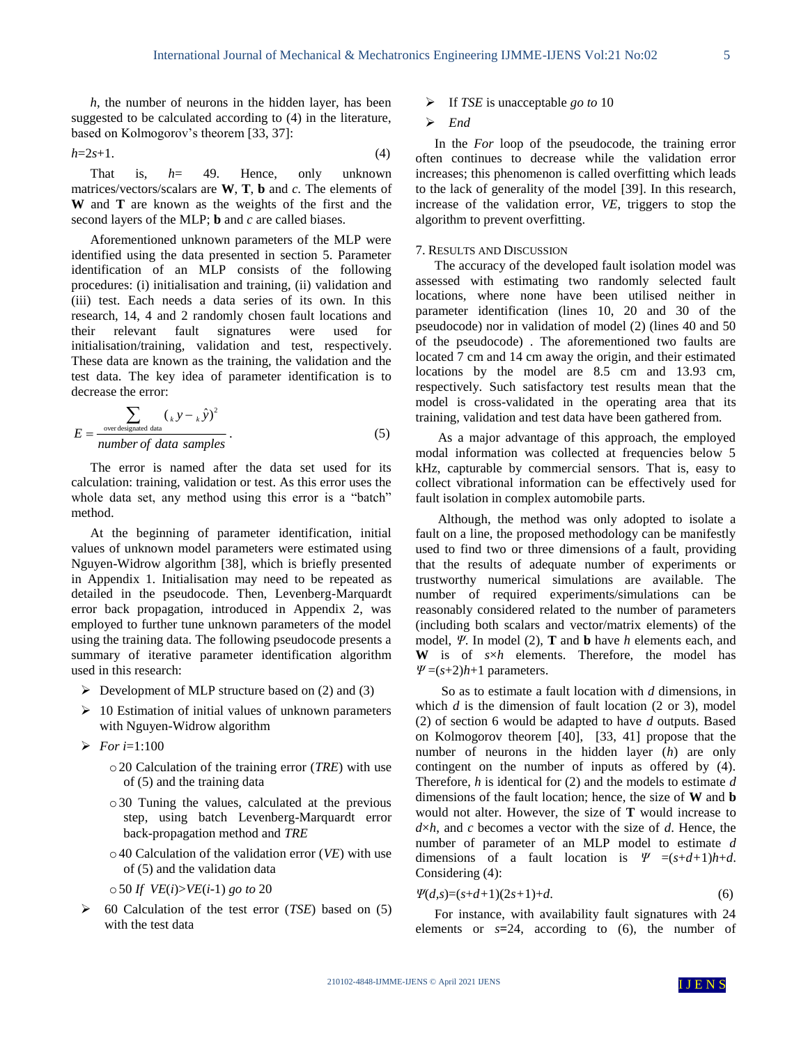$h$, the number of neurons in the hidden layer, has been suggested to be calculated according to (4) in the literature, based on Kolmogorov's theorem [33, 37]:

$$h = 2s + 1. \quad (4)$$

That is, $h = 49$. Hence, only unknown matrices/vectors/scalars are **W**, **T**, **b** and $c$. The elements of **W** and **T** are known as the weights of the first and the second layers of the MLP; **b** and $c$ are called biases.

Aforementioned unknown parameters of the MLP were identified using the data presented in section 5. Parameter identification of an MLP consists of the following procedures: (i) initialisation and training, (ii) validation and (iii) test. Each needs a data series of its own. In this research, 14, 4 and 2 randomly chosen fault locations and their relevant fault signatures were used for initialisation/training, validation and test, respectively. These data are known as the training, the validation and the test data. The key idea of parameter identification is to decrease the error:

$$E = \frac{\sum_{\text{over designated data}} ({}_k y - {}_k \hat{y})^2}{\textit{number of data samples}}. \quad (5)$$

The error is named after the data set used for its calculation: training, validation or test. As this error uses the whole data set, any method using this error is a "batch" method.

At the beginning of parameter identification, initial values of unknown model parameters were estimated using Nguyen-Widrow algorithm [38], which is briefly presented in Appendix 1. Initialisation may need to be repeated as detailed in the pseudocode. Then, Levenberg-Marquardt error back propagation, introduced in Appendix 2, was employed to further tune unknown parameters of the model using the training data. The following pseudocode presents a summary of iterative parameter identification algorithm used in this research:

- Development of MLP structure based on (2) and (3)
- 10 Estimation of initial values of unknown parameters with Nguyen-Widrow algorithm
- *For* $i$=1:100
  - 20 Calculation of the training error (*TRE*) with use of (5) and the training data
  - 30 Tuning the values, calculated at the previous step, using batch Levenberg-Marquardt error back-propagation method and *TRE*
  - 40 Calculation of the validation error (*VE*) with use of (5) and the validation data
  - 50 *If* $VE(i) > VE(i\text{-}1)$ *go to* 20
- 60 Calculation of the test error (*TSE*) based on (5) with the test data
- If *TSE* is unacceptable *go to* 10
- *End*

In the *For* loop of the pseudocode, the training error often continues to decrease while the validation error increases; this phenomenon is called overfitting which leads to the lack of generality of the model [39]. In this research, increase of the validation error, *VE*, triggers to stop the algorithm to prevent overfitting.

## 7. Results and Discussion

The accuracy of the developed fault isolation model was assessed with estimating two randomly selected fault locations, where none have been utilised neither in parameter identification (lines 10, 20 and 30 of the pseudocode) nor in validation of model (2) (lines 40 and 50 of the pseudocode) . The aforementioned two faults are located 7 cm and 14 cm away the origin, and their estimated locations by the model are 8.5 cm and 13.93 cm, respectively. Such satisfactory test results mean that the model is cross-validated in the operating area that its training, validation and test data have been gathered from.

As a major advantage of this approach, the employed modal information was collected at frequencies below 5 kHz, capturable by commercial sensors. That is, easy to collect vibrational information can be effectively used for fault isolation in complex automobile parts.

Although, the method was only adopted to isolate a fault on a line, the proposed methodology can be manifestly used to find two or three dimensions of a fault, providing that the results of adequate number of experiments or trustworthy numerical simulations are available. The number of required experiments/simulations can be reasonably considered related to the number of parameters (including both scalars and vector/matrix elements) of the model, $\Psi$. In model (2), **T** and **b** have $h$ elements each, and **W** is of $s \times h$ elements. Therefore, the model has $\Psi = (s+2)h+1$ parameters.

So as to estimate a fault location with $d$ dimensions, in which $d$ is the dimension of fault location (2 or 3), model (2) of section 6 would be adapted to have $d$ outputs. Based on Kolmogorov theorem [40], [33, 41] propose that the number of neurons in the hidden layer ($h$) are only contingent on the number of inputs as offered by (4). Therefore, $h$ is identical for (2) and the models to estimate $d$ dimensions of the fault location; hence, the size of **W** and **b** would not alter. However, the size of **T** would increase to $d \times h$, and $c$ becomes a vector with the size of $d$. Hence, the number of parameter of an MLP model to estimate $d$ dimensions of a fault location is $\Psi = (s+d+1)h+d$. Considering (4):

$$\Psi(d,s) = (s+d+1)(2s+1)+d. \quad (6)$$

For instance, with availability fault signatures with 24 elements or $s$=24, according to (6), the number of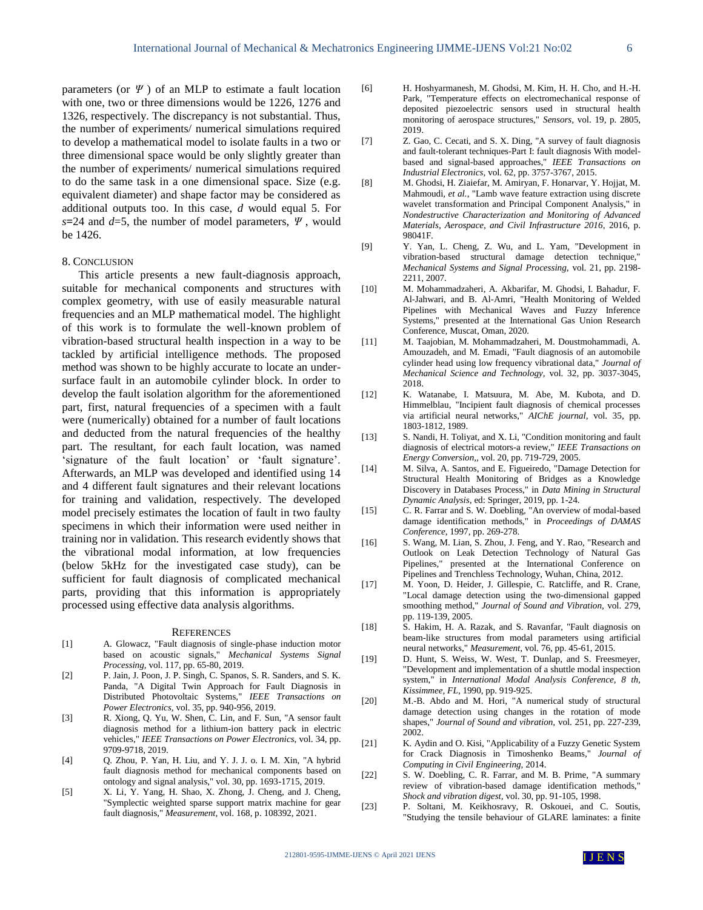parameters (or $\Psi$ ) of an MLP to estimate a fault location with one, two or three dimensions would be 1226, 1276 and 1326, respectively. The discrepancy is not substantial. Thus, the number of experiments/ numerical simulations required to develop a mathematical model to isolate faults in a two or three dimensional space would be only slightly greater than the number of experiments/ numerical simulations required to do the same task in a one dimensional space. Size (e.g. equivalent diameter) and shape factor may be considered as additional outputs too. In this case, $d$ would equal 5. For $s$=24 and $d$=5, the number of model parameters, $\Psi$ , would be 1426.

## 8. Conclusion

This article presents a new fault-diagnosis approach, suitable for mechanical components and structures with complex geometry, with use of easily measurable natural frequencies and an MLP mathematical model. The highlight of this work is to formulate the well-known problem of vibration-based structural health inspection in a way to be tackled by artificial intelligence methods. The proposed method was shown to be highly accurate to locate an under-surface fault in an automobile cylinder block. In order to develop the fault isolation algorithm for the aforementioned part, first, natural frequencies of a specimen with a fault were (numerically) obtained for a number of fault locations and deducted from the natural frequencies of the healthy part. The resultant, for each fault location, was named 'signature of the fault location' or 'fault signature'. Afterwards, an MLP was developed and identified using 14 and 4 different fault signatures and their relevant locations for training and validation, respectively. The developed model precisely estimates the location of fault in two faulty specimens in which their information were used neither in training nor in validation. This research evidently shows that the vibrational modal information, at low frequencies (below 5kHz for the investigated case study), can be sufficient for fault diagnosis of complicated mechanical parts, providing that this information is appropriately processed using effective data analysis algorithms.

## References

[1] A. Glowacz, "Fault diagnosis of single-phase induction motor based on acoustic signals," *Mechanical Systems Signal Processing,* vol. 117, pp. 65-80, 2019.

[2] P. Jain, J. Poon, J. P. Singh, C. Spanos, S. R. Sanders, and S. K. Panda, "A Digital Twin Approach for Fault Diagnosis in Distributed Photovoltaic Systems," *IEEE Transactions on Power Electronics,* vol. 35, pp. 940-956, 2019.

[3] R. Xiong, Q. Yu, W. Shen, C. Lin, and F. Sun, "A sensor fault diagnosis method for a lithium-ion battery pack in electric vehicles," *IEEE Transactions on Power Electronics,* vol. 34, pp. 9709-9718, 2019.

[4] Q. Zhou, P. Yan, H. Liu, and Y. J. J. o. I. M. Xin, "A hybrid fault diagnosis method for mechanical components based on ontology and signal analysis," vol. 30, pp. 1693-1715, 2019.

[5] X. Li, Y. Yang, H. Shao, X. Zhong, J. Cheng, and J. Cheng, "Symplectic weighted sparse support matrix machine for gear fault diagnosis," *Measurement,* vol. 168, p. 108392, 2021.

[6] H. Hoshyarmanesh, M. Ghodsi, M. Kim, H. H. Cho, and H.-H. Park, "Temperature effects on electromechanical response of deposited piezoelectric sensors used in structural health monitoring of aerospace structures," *Sensors,* vol. 19, p. 2805, 2019.

[7] Z. Gao, C. Cecati, and S. X. Ding, "A survey of fault diagnosis and fault-tolerant techniques-Part I: fault diagnosis With model-based and signal-based approaches," *IEEE Transactions on Industrial Electronics,* vol. 62, pp. 3757-3767, 2015.

[8] M. Ghodsi, H. Ziaiefar, M. Amiryan, F. Honarvar, Y. Hojjat, M. Mahmoudi, *et al.*, "Lamb wave feature extraction using discrete wavelet transformation and Principal Component Analysis," in *Nondestructive Characterization and Monitoring of Advanced Materials, Aerospace, and Civil Infrastructure 2016,* 2016, p. 98041F.

[9] Y. Yan, L. Cheng, Z. Wu, and L. Yam, "Development in vibration-based structural damage detection technique," *Mechanical Systems and Signal Processing,* vol. 21, pp. 2198-2211, 2007.

[10] M. Mohammadzaheri, A. Akbarifar, M. Ghodsi, I. Bahadur, F. Al-Jahwari, and B. Al-Amri, "Health Monitoring of Welded Pipelines with Mechanical Waves and Fuzzy Inference Systems," presented at the International Gas Union Research Conference, Muscat, Oman, 2020.

[11] M. Taajobian, M. Mohammadzaheri, M. Doustmohammadi, A. Amouzadeh, and M. Emadi, "Fault diagnosis of an automobile cylinder head using low frequency vibrational data," *Journal of Mechanical Science and Technology,* vol. 32, pp. 3037-3045, 2018.

[12] K. Watanabe, I. Matsuura, M. Abe, M. Kubota, and D. Himmelblau, "Incipient fault diagnosis of chemical processes via artificial neural networks," *AIChE journal,* vol. 35, pp. 1803-1812, 1989.

[13] S. Nandi, H. Toliyat, and X. Li, "Condition monitoring and fault diagnosis of electrical motors-a review," *IEEE Transactions on Energy Conversion,*, vol. 20, pp. 719-729, 2005.

[14] M. Silva, A. Santos, and E. Figueiredo, "Damage Detection for Structural Health Monitoring of Bridges as a Knowledge Discovery in Databases Process," in *Data Mining in Structural Dynamic Analysis*, ed: Springer, 2019, pp. 1-24.

[15] C. R. Farrar and S. W. Doebling, "An overview of modal-based damage identification methods," in *Proceedings of DAMAS Conference,* 1997, pp. 269-278.

[16] S. Wang, M. Lian, S. Zhou, J. Feng, and Y. Rao, "Research and Outlook on Leak Detection Technology of Natural Gas Pipelines," presented at the International Conference on Pipelines and Trenchless Technology, Wuhan, China, 2012.

[17] M. Yoon, D. Heider, J. Gillespie, C. Ratcliffe, and R. Crane, "Local damage detection using the two-dimensional gapped smoothing method," *Journal of Sound and Vibration,* vol. 279, pp. 119-139, 2005.

[18] S. Hakim, H. A. Razak, and S. Ravanfar, "Fault diagnosis on beam-like structures from modal parameters using artificial neural networks," *Measurement,* vol. 76, pp. 45-61, 2015.

[19] D. Hunt, S. Weiss, W. West, T. Dunlap, and S. Freesmeyer, "Development and implementation of a shuttle modal inspection system," in *International Modal Analysis Conference, 8 th, Kissimmee, FL*, 1990, pp. 919-925.

[20] M.-B. Abdo and M. Hori, "A numerical study of structural damage detection using changes in the rotation of mode shapes," *Journal of Sound and vibration,* vol. 251, pp. 227-239, 2002.

[21] K. Aydin and O. Kisi, "Applicability of a Fuzzy Genetic System for Crack Diagnosis in Timoshenko Beams," *Journal of Computing in Civil Engineering,* 2014.

[22] S. W. Doebling, C. R. Farrar, and M. B. Prime, "A summary review of vibration-based damage identification methods," *Shock and vibration digest,* vol. 30, pp. 91-105, 1998.

[23] P. Soltani, M. Keikhosravy, R. Oskouei, and C. Soutis, "Studying the tensile behaviour of GLARE laminates: a finite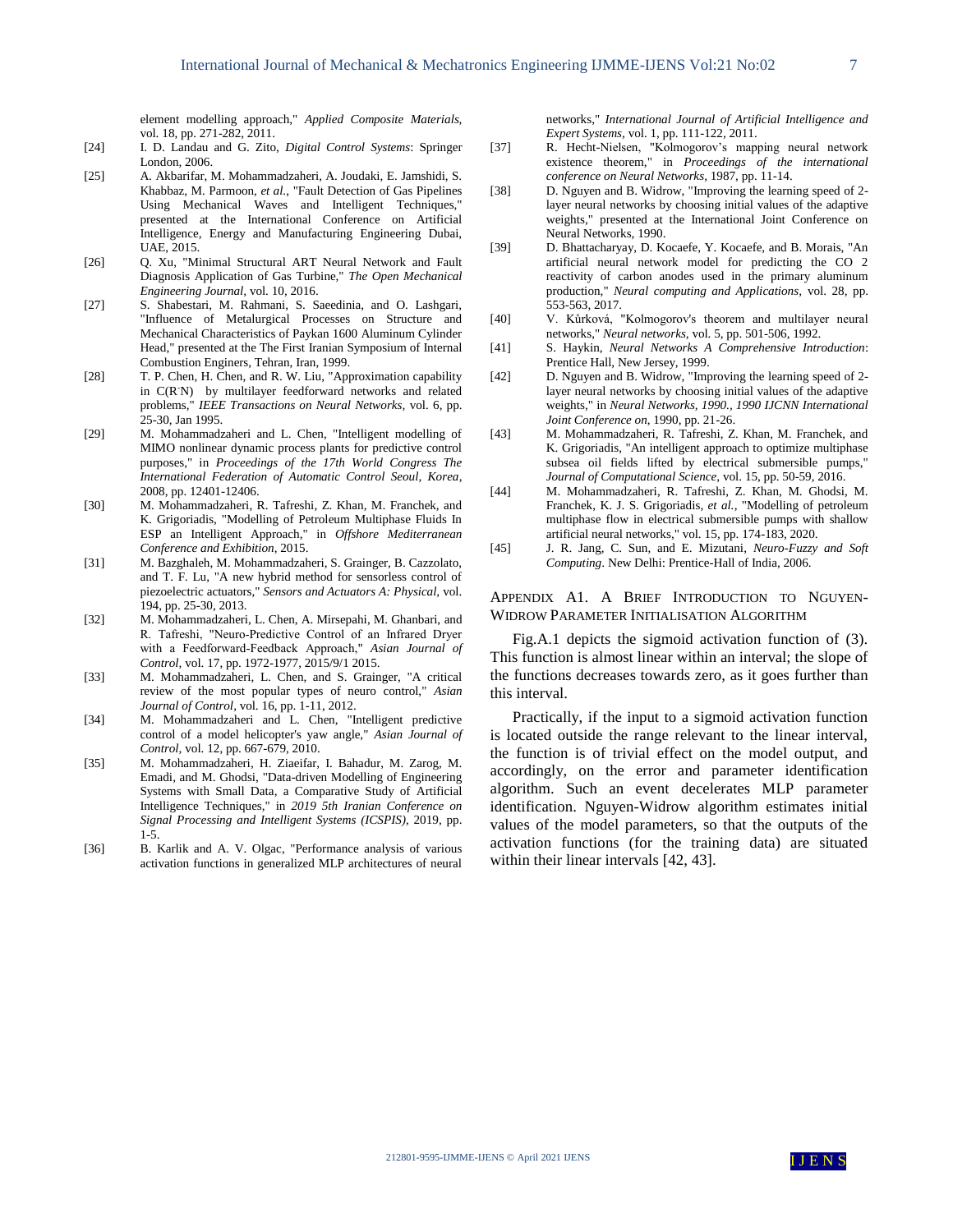element modelling approach," *Applied Composite Materials*, vol. 18, pp. 271-282, 2011.

[24] I. D. Landau and G. Zito, *Digital Control Systems*: Springer London, 2006.

[25] A. Akbarifar, M. Mohammadzaheri, A. Joudaki, E. Jamshidi, S. Khabbaz, M. Parmoon, *et al.*, "Fault Detection of Gas Pipelines Using Mechanical Waves and Intelligent Techniques," presented at the International Conference on Artificial Intelligence, Energy and Manufacturing Engineering Dubai, UAE, 2015.

[26] Q. Xu, "Minimal Structural ART Neural Network and Fault Diagnosis Application of Gas Turbine," *The Open Mechanical Engineering Journal*, vol. 10, 2016.

[27] S. Shabestari, M. Rahmani, S. Saeedinia, and O. Lashgari, "Influence of Metalurgical Processes on Structure and Mechanical Characteristics of Paykan 1600 Aluminum Cylinder Head," presented at the The First Iranian Symposium of Internal Combustion Enginers, Tehran, Iran, 1999.

[28] T. P. Chen, H. Chen, and R. W. Liu, "Approximation capability in C(R N) by multilayer feedforward networks and related problems," *IEEE Transactions on Neural Networks*, vol. 6, pp. 25-30, Jan 1995.

[29] M. Mohammadzaheri and L. Chen, "Intelligent modelling of MIMO nonlinear dynamic process plants for predictive control purposes," in *Proceedings of the 17th World Congress The International Federation of Automatic Control Seoul, Korea*, 2008, pp. 12401-12406.

[30] M. Mohammadzaheri, R. Tafreshi, Z. Khan, M. Franchek, and K. Grigoriadis, "Modelling of Petroleum Multiphase Fluids In ESP an Intelligent Approach," in *Offshore Mediterranean Conference and Exhibition*, 2015.

[31] M. Bazghaleh, M. Mohammadzaheri, S. Grainger, B. Cazzolato, and T. F. Lu, "A new hybrid method for sensorless control of piezoelectric actuators," *Sensors and Actuators A: Physical*, vol. 194, pp. 25-30, 2013.

[32] M. Mohammadzaheri, L. Chen, A. Mirsepahi, M. Ghanbari, and R. Tafreshi, "Neuro-Predictive Control of an Infrared Dryer with a Feedforward-Feedback Approach," *Asian Journal of Control*, vol. 17, pp. 1972-1977, 2015/9/1 2015.

[33] M. Mohammadzaheri, L. Chen, and S. Grainger, "A critical review of the most popular types of neuro control," *Asian Journal of Control*, vol. 16, pp. 1-11, 2012.

[34] M. Mohammadzaheri and L. Chen, "Intelligent predictive control of a model helicopter's yaw angle," *Asian Journal of Control*, vol. 12, pp. 667-679, 2010.

[35] M. Mohammadzaheri, H. Ziaeifar, I. Bahadur, M. Zarog, M. Emadi, and M. Ghodsi, "Data-driven Modelling of Engineering Systems with Small Data, a Comparative Study of Artificial Intelligence Techniques," in *2019 5th Iranian Conference on Signal Processing and Intelligent Systems (ICSPIS)*, 2019, pp. 1-5.

[36] B. Karlik and A. V. Olgac, "Performance analysis of various activation functions in generalized MLP architectures of neural networks," *International Journal of Artificial Intelligence and Expert Systems*, vol. 1, pp. 111-122, 2011.

[37] R. Hecht-Nielsen, "Kolmogorov's mapping neural network existence theorem," in *Proceedings of the international conference on Neural Networks*, 1987, pp. 11-14.

[38] D. Nguyen and B. Widrow, "Improving the learning speed of 2-layer neural networks by choosing initial values of the adaptive weights," presented at the International Joint Conference on Neural Networks, 1990.

[39] D. Bhattacharyay, D. Kocaefe, Y. Kocaefe, and B. Morais, "An artificial neural network model for predicting the CO 2 reactivity of carbon anodes used in the primary aluminum production," *Neural computing and Applications*, vol. 28, pp. 553-563, 2017.

[40] V. Kůrková, "Kolmogorov's theorem and multilayer neural networks," *Neural networks*, vol. 5, pp. 501-506, 1992.

[41] S. Haykin, *Neural Networks A Comprehensive Introduction*: Prentice Hall, New Jersey, 1999.

[42] D. Nguyen and B. Widrow, "Improving the learning speed of 2-layer neural networks by choosing initial values of the adaptive weights," in *Neural Networks, 1990., 1990 IJCNN International Joint Conference on*, 1990, pp. 21-26.

[43] M. Mohammadzaheri, R. Tafreshi, Z. Khan, M. Franchek, and K. Grigoriadis, "An intelligent approach to optimize multiphase subsea oil fields lifted by electrical submersible pumps," *Journal of Computational Science*, vol. 15, pp. 50-59, 2016.

[44] M. Mohammadzaheri, R. Tafreshi, Z. Khan, M. Ghodsi, M. Franchek, K. J. S. Grigoriadis, *et al.*, "Modelling of petroleum multiphase flow in electrical submersible pumps with shallow artificial neural networks," vol. 15, pp. 174-183, 2020.

[45] J. R. Jang, C. Sun, and E. Mizutani, *Neuro-Fuzzy and Soft Computing*. New Delhi: Prentice-Hall of India, 2006.

## APPENDIX A1. A BRIEF INTRODUCTION TO NGUYEN-WIDROW PARAMETER INITIALISATION ALGORITHM

Fig.A.1 depicts the sigmoid activation function of (3). This function is almost linear within an interval; the slope of the functions decreases towards zero, as it goes further than this interval.

Practically, if the input to a sigmoid activation function is located outside the range relevant to the linear interval, the function is of trivial effect on the model output, and accordingly, on the error and parameter identification algorithm. Such an event decelerates MLP parameter identification. Nguyen-Widrow algorithm estimates initial values of the model parameters, so that the outputs of the activation functions (for the training data) are situated within their linear intervals [42, 43].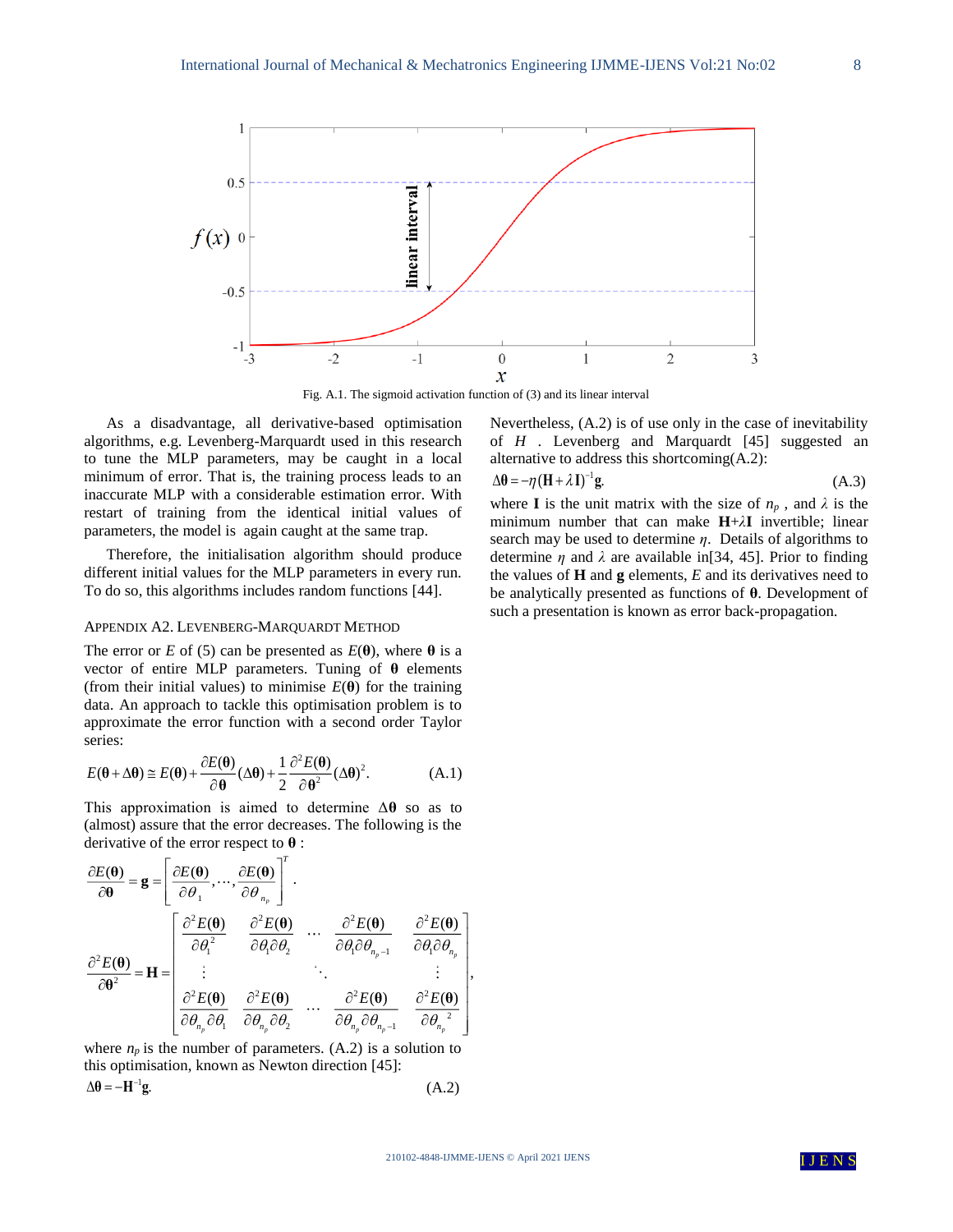1

0.5

$f(x)$ 0

-0.5

-1

-3 -2 -1 0 1 2 3

$x$

linear interval

Fig. A.1. The sigmoid activation function of (3) and its linear interval

As a disadvantage, all derivative-based optimisation algorithms, e.g. Levenberg-Marquardt used in this research to tune the MLP parameters, may be caught in a local minimum of error. That is, the training process leads to an inaccurate MLP with a considerable estimation error. With restart of training from the identical initial values of parameters, the model is again caught at the same trap.

Therefore, the initialisation algorithm should produce different initial values for the MLP parameters in every run. To do so, this algorithms includes random functions [44].

## APPENDIX A2. LEVENBERG-MARQUARDT METHOD

The error or $E$ of (5) can be presented as $E(\boldsymbol{\theta})$, where $\boldsymbol{\theta}$ is a vector of entire MLP parameters. Tuning of $\boldsymbol{\theta}$ elements (from their initial values) to minimise $E(\boldsymbol{\theta})$ for the training data. An approach to tackle this optimisation problem is to approximate the error function with a second order Taylor series:

$$E(\boldsymbol{\theta}+\Delta\boldsymbol{\theta}) \cong E(\boldsymbol{\theta}) + \frac{\partial E(\boldsymbol{\theta})}{\partial \boldsymbol{\theta}}(\Delta\boldsymbol{\theta}) + \frac{1}{2}\frac{\partial^2 E(\boldsymbol{\theta})}{\partial \boldsymbol{\theta}^2}(\Delta\boldsymbol{\theta})^2. \tag{A.1}$$

This approximation is aimed to determine $\Delta\boldsymbol{\theta}$ so as to (almost) assure that the error decreases. The following is the derivative of the error respect to $\boldsymbol{\theta}$ :

$$\frac{\partial E(\boldsymbol{\theta})}{\partial \boldsymbol{\theta}} = \mathbf{g} = \left[\frac{\partial E(\boldsymbol{\theta})}{\partial \theta_1}, \cdots, \frac{\partial E(\boldsymbol{\theta})}{\partial \theta_{n_p}}\right]^T.$$

$$\frac{\partial^2 E(\boldsymbol{\theta})}{\partial \boldsymbol{\theta}^2} = \mathbf{H} = \begin{bmatrix} \frac{\partial^2 E(\boldsymbol{\theta})}{\partial \theta_1^2} & \frac{\partial^2 E(\boldsymbol{\theta})}{\partial \theta_1 \partial \theta_2} & \cdots & \frac{\partial^2 E(\boldsymbol{\theta})}{\partial \theta_1 \partial \theta_{n_p-1}} & \frac{\partial^2 E(\boldsymbol{\theta})}{\partial \theta_1 \partial \theta_{n_p}} \\ \vdots & & \ddots & & \vdots \\ \frac{\partial^2 E(\boldsymbol{\theta})}{\partial \theta_{n_p} \partial \theta_1} & \frac{\partial^2 E(\boldsymbol{\theta})}{\partial \theta_{n_p} \partial \theta_2} & \cdots & \frac{\partial^2 E(\boldsymbol{\theta})}{\partial \theta_{n_p} \partial \theta_{n_p-1}} & \frac{\partial^2 E(\boldsymbol{\theta})}{\partial \theta_{n_p}^2} \end{bmatrix},$$

where $n_p$ is the number of parameters. (A.2) is a solution to this optimisation, known as Newton direction [45]:

$$\Delta\boldsymbol{\theta} = -\mathbf{H}^{-1}\mathbf{g}. \tag{A.2}$$

Nevertheless, (A.2) is of use only in the case of inevitability of $H$ . Levenberg and Marquardt [45] suggested an alternative to address this shortcoming(A.2):

$$\Delta\boldsymbol{\theta} = -\eta(\mathbf{H}+\lambda\mathbf{I})^{-1}\mathbf{g}. \tag{A.3}$$

where $\mathbf{I}$ is the unit matrix with the size of $n_p$ , and $\lambda$ is the minimum number that can make $\mathbf{H}+\lambda\mathbf{I}$ invertible; linear search may be used to determine $\eta$. Details of algorithms to determine $\eta$ and $\lambda$ are available in[34, 45]. Prior to finding the values of $\mathbf{H}$ and $\mathbf{g}$ elements, $E$ and its derivatives need to be analytically presented as functions of $\boldsymbol{\theta}$. Development of such a presentation is known as error back-propagation.